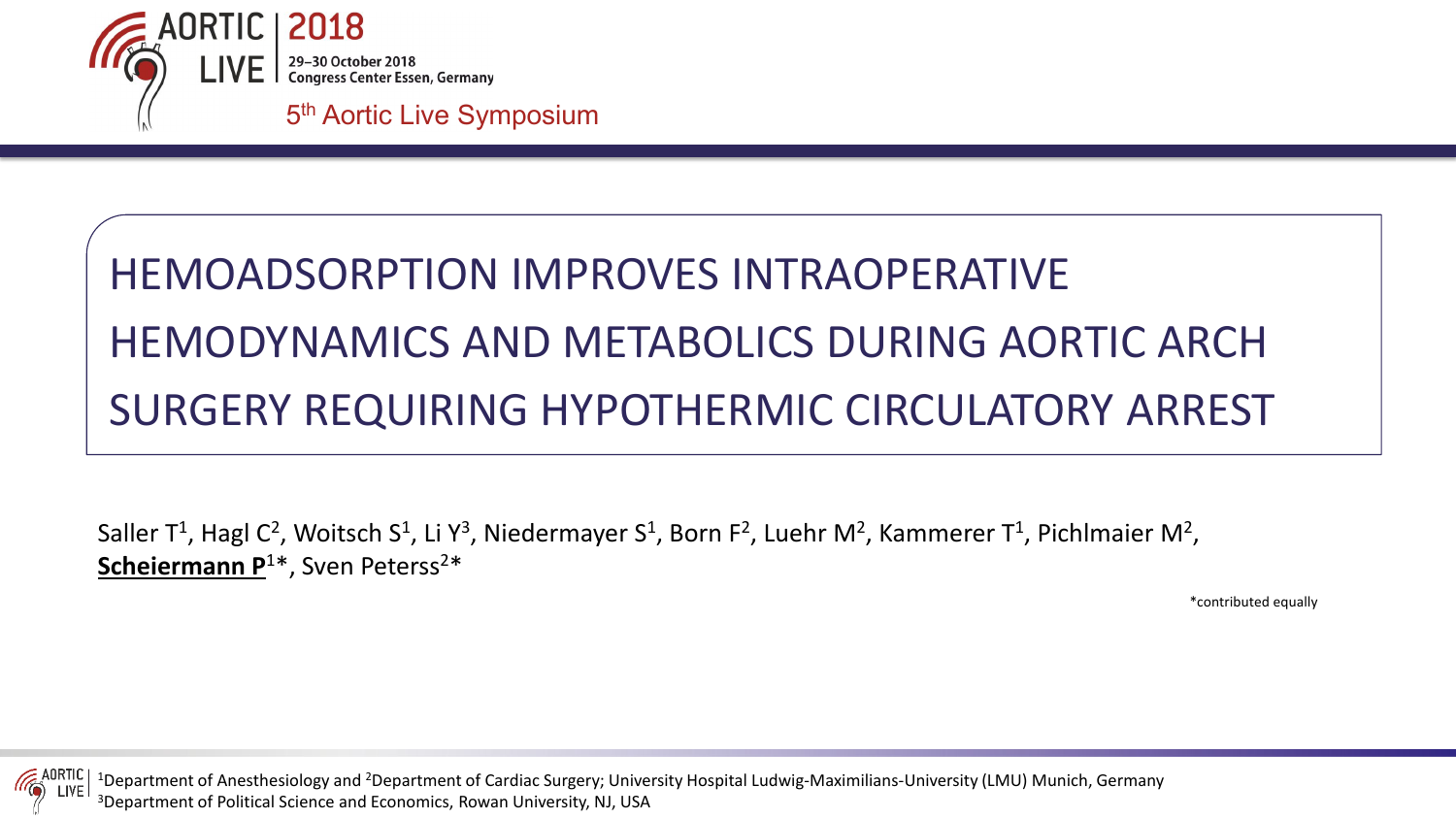AORTIC LIVE 2018

29–30 October 2018
Congress Center Essen, Germany

5th Aortic Live Symposium

# HEMOADSORPTION IMPROVES INTRAOPERATIVE HEMODYNAMICS AND METABOLICS DURING AORTIC ARCH SURGERY REQUIRING HYPOTHERMIC CIRCULATORY ARREST

Saller T[1], Hagl C[2], Woitsch S[1], Li Y[3], Niedermayer S[1], Born F[2], Luehr M[2], Kammerer T[1], Pichlmaier M[2], **Scheiermann P**[1]*, Sven Peterss[2]*

*contributed equally

[1]Department of Anesthesiology and [2]Department of Cardiac Surgery; University Hospital Ludwig-Maximilians-University (LMU) Munich, Germany
[3]Department of Political Science and Economics, Rowan University, NJ, USA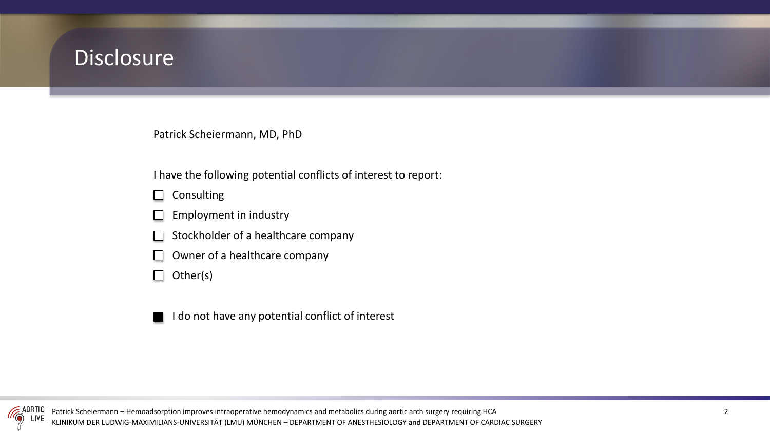# Disclosure

Patrick Scheiermann, MD, PhD

I have the following potential conflicts of interest to report:

- ☐ Consulting
- ☐ Employment in industry
- ☐ Stockholder of a healthcare company
- ☐ Owner of a healthcare company
- ☐ Other(s)

- ■ I do not have any potential conflict of interest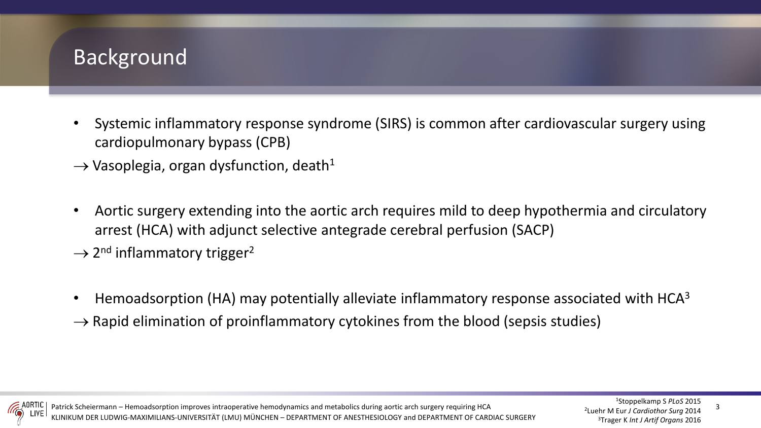# Background

- Systemic inflammatory response syndrome (SIRS) is common after cardiovascular surgery using cardiopulmonary bypass (CPB)

$\rightarrow$ Vasoplegia, organ dysfunction, death[1]

- Aortic surgery extending into the aortic arch requires mild to deep hypothermia and circulatory arrest (HCA) with adjunct selective antegrade cerebral perfusion (SACP)

$\rightarrow$ 2$^{nd}$ inflammatory trigger[2]

- Hemoadsorption (HA) may potentially alleviate inflammatory response associated with HCA[3]

$\rightarrow$ Rapid elimination of proinflammatory cytokines from the blood (sepsis studies)

[1]Stoppelkamp S *PLoS* 2015
[2]Luehr M Eur *J Cardiothor Surg* 2014
[3]Trager K *Int J Artif Organs* 2016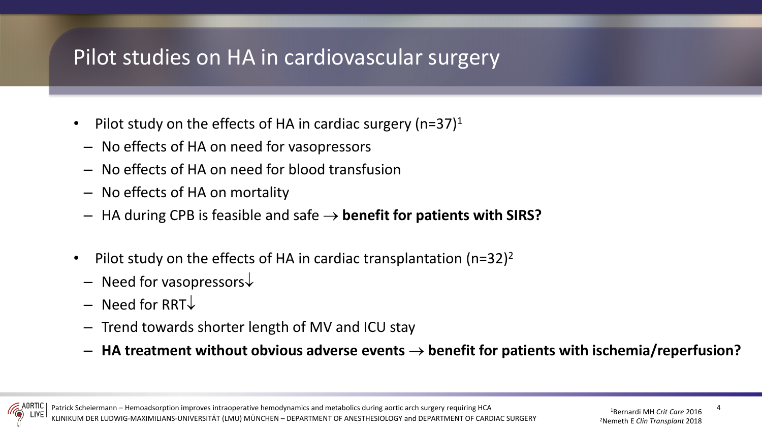# Pilot studies on HA in cardiovascular surgery

- Pilot study on the effects of HA in cardiac surgery (n=37)[1]
  - No effects of HA on need for vasopressors
  - No effects of HA on need for blood transfusion
  - No effects of HA on mortality
  - HA during CPB is feasible and safe → **benefit for patients with SIRS?**

- Pilot study on the effects of HA in cardiac transplantation (n=32)[2]
  - Need for vasopressors↓
  - Need for RRT↓
  - Trend towards shorter length of MV and ICU stay
  - **HA treatment without obvious adverse events → benefit for patients with ischemia/reperfusion?**

[1]Bernardi MH *Crit Care* 2016
[2]Nemeth E *Clin Transplant* 2018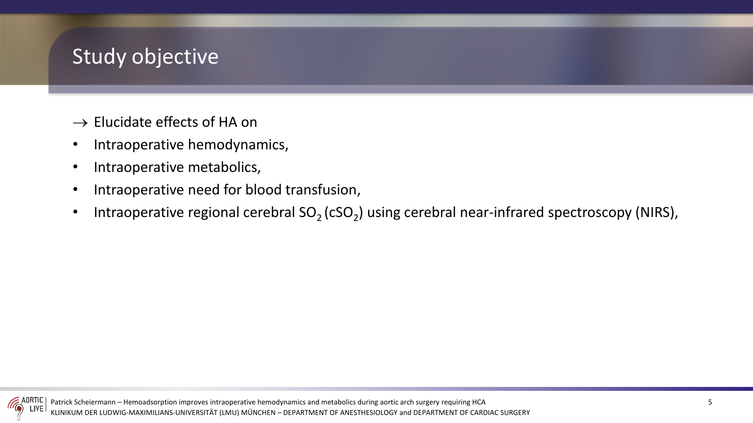# Study objective

→ Elucidate effects of HA on

- Intraoperative hemodynamics,
- Intraoperative metabolics,
- Intraoperative need for blood transfusion,
- Intraoperative regional cerebral $SO_2$ ($cSO_2$) using cerebral near-infrared spectroscopy (NIRS),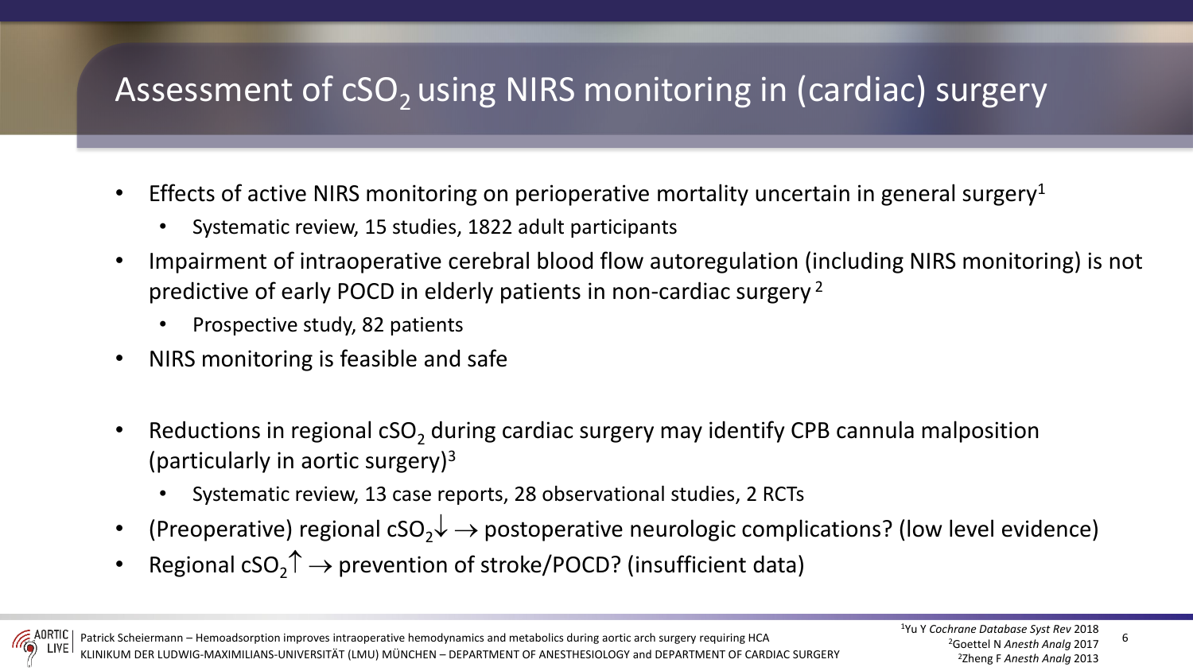# Assessment of $cSO_2$ using NIRS monitoring in (cardiac) surgery

- Effects of active NIRS monitoring on perioperative mortality uncertain in general surgery[1]
  - Systematic review, 15 studies, 1822 adult participants
- Impairment of intraoperative cerebral blood flow autoregulation (including NIRS monitoring) is not predictive of early POCD in elderly patients in non-cardiac surgery [2]
  - Prospective study, 82 patients
- NIRS monitoring is feasible and safe

- Reductions in regional $cSO_2$ during cardiac surgery may identify CPB cannula malposition (particularly in aortic surgery)[3]
  - Systematic review, 13 case reports, 28 observational studies, 2 RCTs
- (Preoperative) regional $cSO_2\downarrow \rightarrow$ postoperative neurologic complications? (low level evidence)
- Regional $cSO_2\uparrow \rightarrow$ prevention of stroke/POCD? (insufficient data)

[1]Yu Y *Cochrane Database Syst Rev* 2018
[2]Goettel N *Anesth Analg* 2017
[2]Zheng F *Anesth Analg* 2013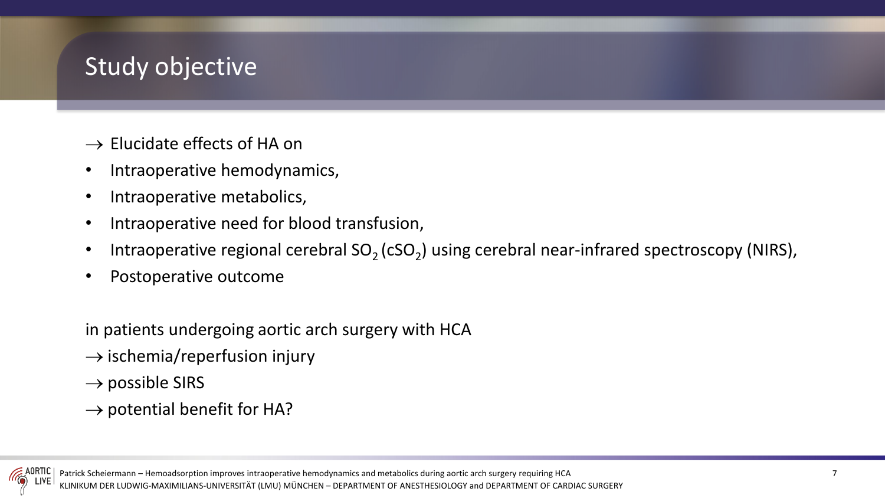# Study objective

→ Elucidate effects of HA on

- Intraoperative hemodynamics,
- Intraoperative metabolics,
- Intraoperative need for blood transfusion,
- Intraoperative regional cerebral $SO_2$ ($cSO_2$) using cerebral near-infrared spectroscopy (NIRS),
- Postoperative outcome

in patients undergoing aortic arch surgery with HCA

→ ischemia/reperfusion injury

→ possible SIRS

→ potential benefit for HA?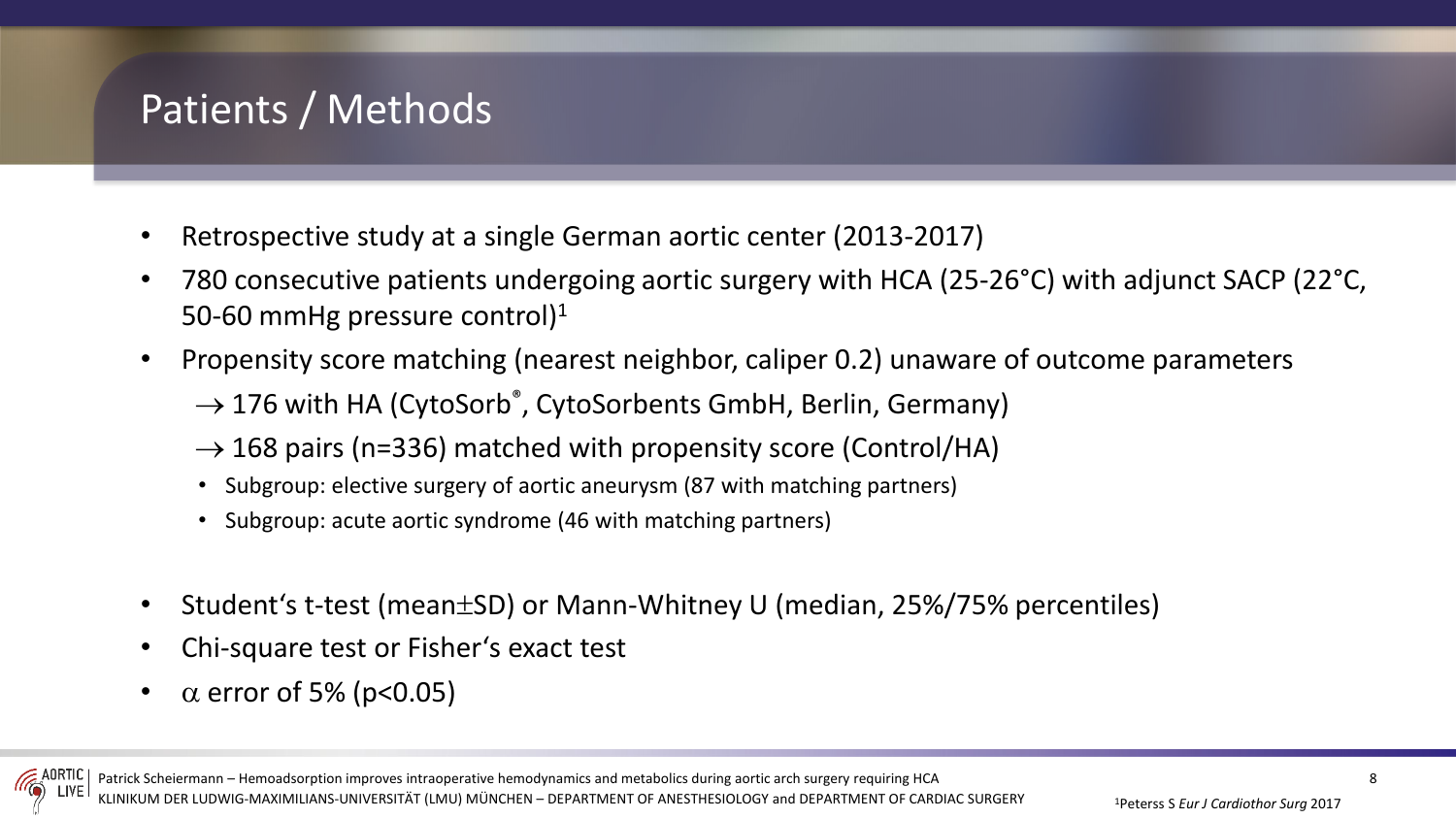# Patients / Methods

- Retrospective study at a single German aortic center (2013-2017)
- 780 consecutive patients undergoing aortic surgery with HCA (25-26°C) with adjunct SACP (22°C, 50-60 mmHg pressure control)[1]
- Propensity score matching (nearest neighbor, caliper 0.2) unaware of outcome parameters
  - $\rightarrow$ 176 with HA (CytoSorb®, CytoSorbents GmbH, Berlin, Germany)
  - $\rightarrow$ 168 pairs (n=336) matched with propensity score (Control/HA)
    - Subgroup: elective surgery of aortic aneurysm (87 with matching partners)
    - Subgroup: acute aortic syndrome (46 with matching partners)
- Student's t-test (mean$\pm$SD) or Mann-Whitney U (median, 25%/75% percentiles)
- Chi-square test or Fisher's exact test
- $\alpha$ error of 5% ($p<0.05$)

[1]Peterss S *Eur J Cardiothor Surg* 2017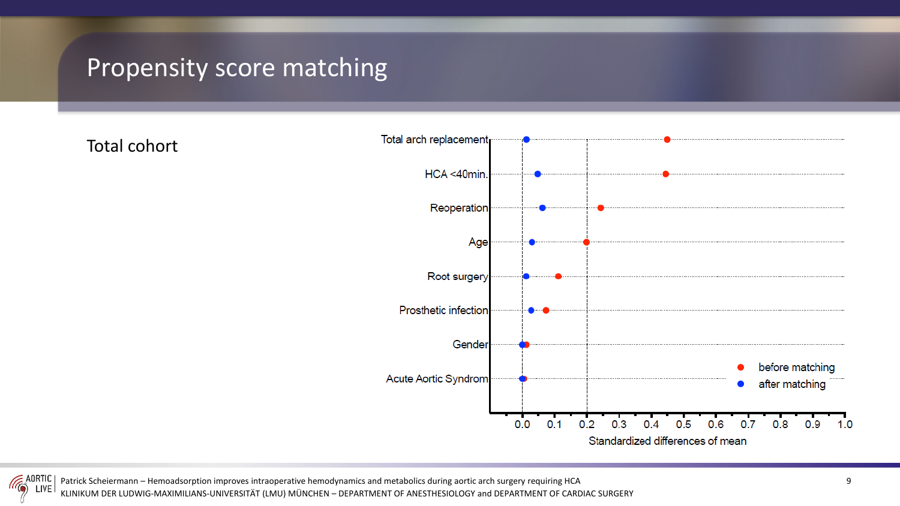# Propensity score matching

## Total cohort

Y-axis labels (top to bottom): Total arch replacement, HCA <40min., Reoperation, Age, Root surgery, Prosthetic infection, Gender, Acute Aortic Syndrom

X-axis: Standardized differences of mean (0.0, 0.1, 0.2, 0.3, 0.4, 0.5, 0.6, 0.7, 0.8, 0.9, 1.0)

Legend: before matching; after matching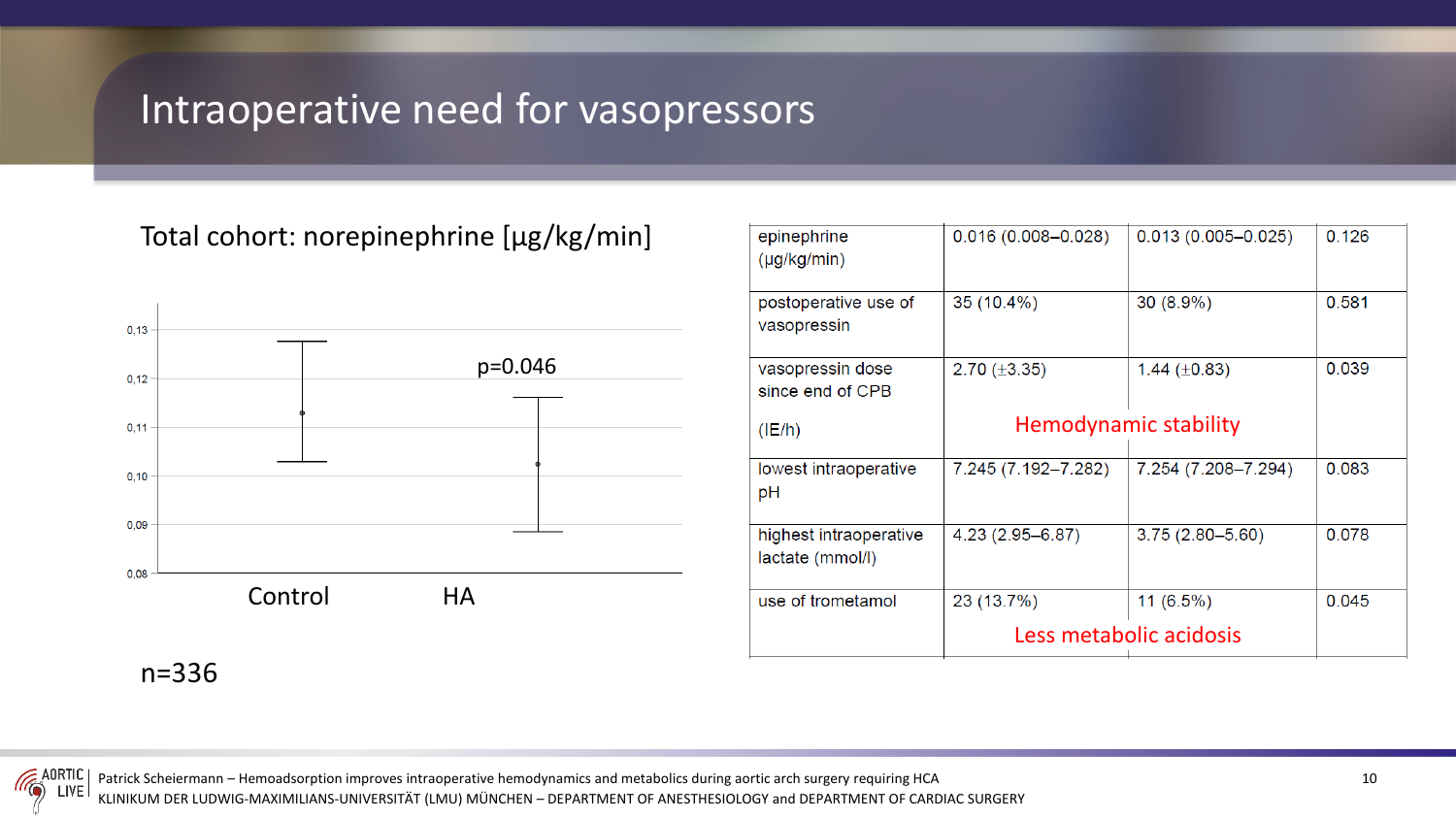# Intraoperative need for vasopressors

Total cohort: norepinephrine [µg/kg/min]

p=0.046

Control | HA

n=336

| | | | |
|---|---|---|---|
| epinephrine (µg/kg/min) | 0.016 (0.008–0.028) | 0.013 (0.005–0.025) | 0.126 |
| postoperative use of vasopressin | 35 (10.4%) | 30 (8.9%) | 0.581 |
| vasopressin dose since end of CPB (IE/h) | 2.70 (±3.35) | 1.44 (±0.83) | 0.039 |
| lowest intraoperative pH | 7.245 (7.192–7.282) | 7.254 (7.208–7.294) | 0.083 |
| highest intraoperative lactate (mmol/l) | 4.23 (2.95–6.87) | 3.75 (2.80–5.60) | 0.078 |
| use of trometamol | 23 (13.7%) | 11 (6.5%) | 0.045 |

Hemodynamic stability

Less metabolic acidosis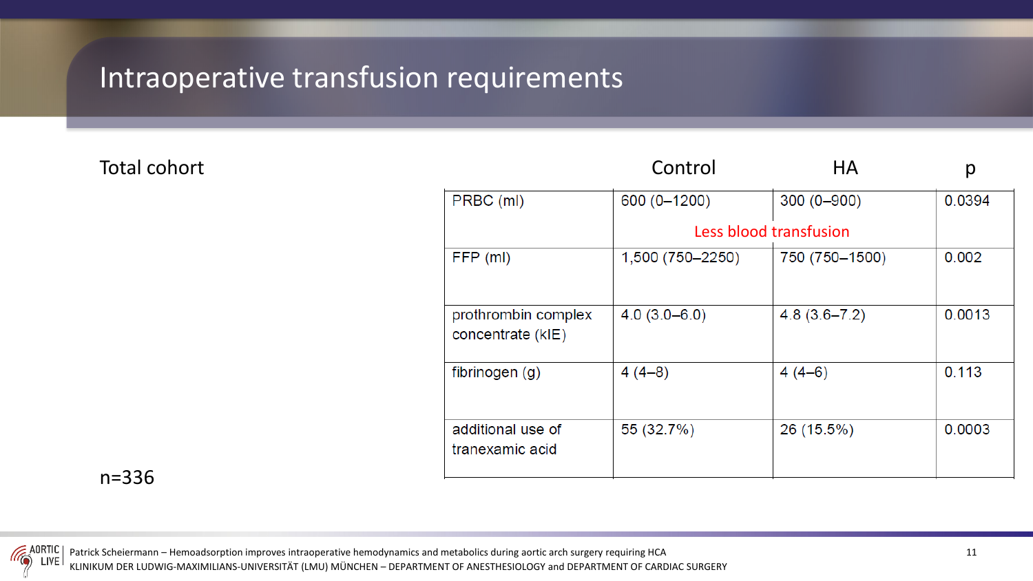# Intraoperative transfusion requirements

Total cohort

n=336

| | Control | HA | p |
|---|---|---|---|
| PRBC (ml) | 600 (0–1200) | 300 (0–900) | 0.0394 |
| | Less blood transfusion | | |
| FFP (ml) | 1,500 (750–2250) | 750 (750–1500) | 0.002 |
| prothrombin complex concentrate (kIE) | 4.0 (3.0–6.0) | 4.8 (3.6–7.2) | 0.0013 |
| fibrinogen (g) | 4 (4–8) | 4 (4–6) | 0.113 |
| additional use of tranexamic acid | 55 (32.7%) | 26 (15.5%) | 0.0003 |

Patrick Scheiermann – Hemoadsorption improves intraoperative hemodynamics and metabolics during aortic arch surgery requiring HCA
KLINIKUM DER LUDWIG-MAXIMILIANS-UNIVERSITÄT (LMU) MÜNCHEN – DEPARTMENT OF ANESTHESIOLOGY and DEPARTMENT OF CARDIAC SURGERY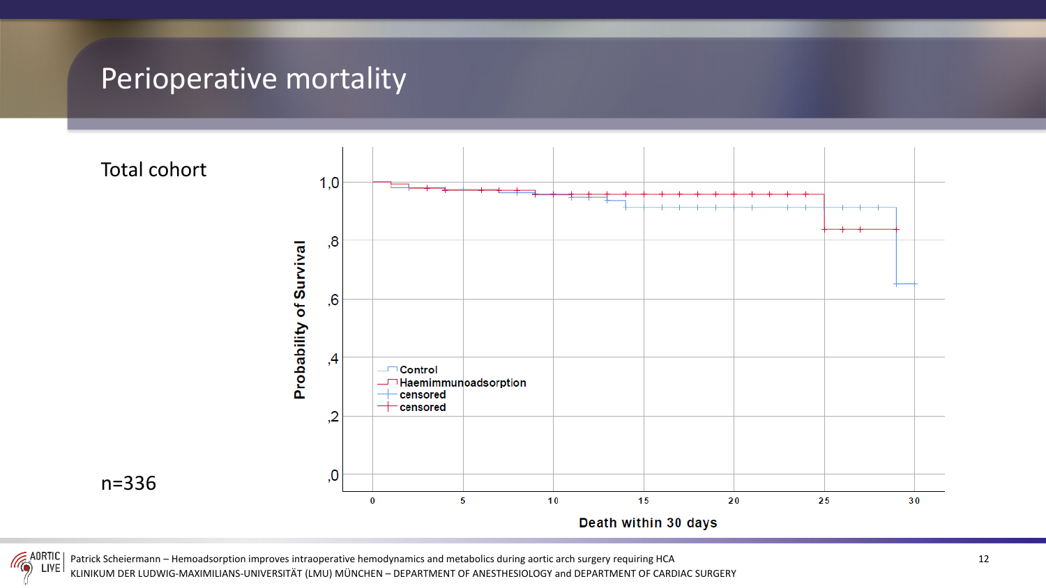# Perioperative mortality

Total cohort

n=336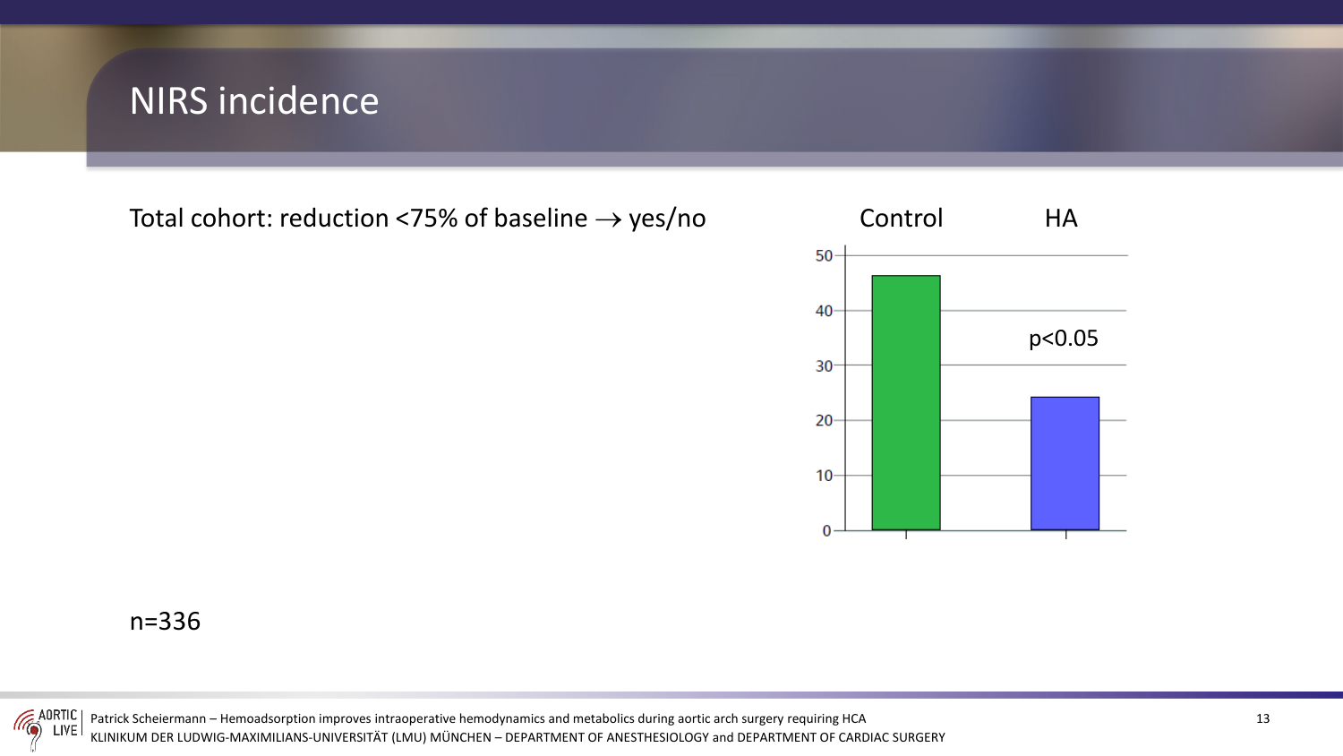# NIRS incidence

Total cohort: reduction <75% of baseline → yes/no

| | Control | HA |
|---|---|---|
| | ~46 | ~24 |

$p<0.05$

n=336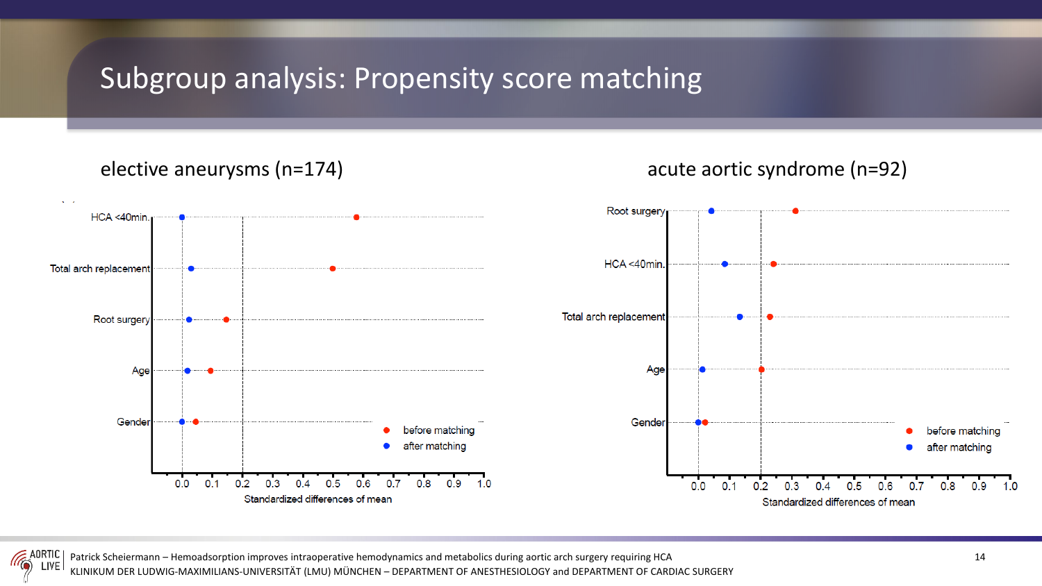# Subgroup analysis: Propensity score matching

## elective aneurysms (n=174)

HCA <40min.

Total arch replacement

Root surgery

Age

Gender

before matching

after matching

0.0 0.1 0.2 0.3 0.4 0.5 0.6 0.7 0.8 0.9 1.0

Standardized differences of mean

## acute aortic syndrome (n=92)

Root surgery

HCA <40min.

Total arch replacement

Age

Gender

before matching

after matching

0.0 0.1 0.2 0.3 0.4 0.5 0.6 0.7 0.8 0.9 1.0

Standardized differences of mean

Patrick Scheiermann – Hemoadsorption improves intraoperative hemodynamics and metabolics during aortic arch surgery requiring HCA
KLINIKUM DER LUDWIG-MAXIMILIANS-UNIVERSITÄT (LMU) MÜNCHEN – DEPARTMENT OF ANESTHESIOLOGY and DEPARTMENT OF CARDIAC SURGERY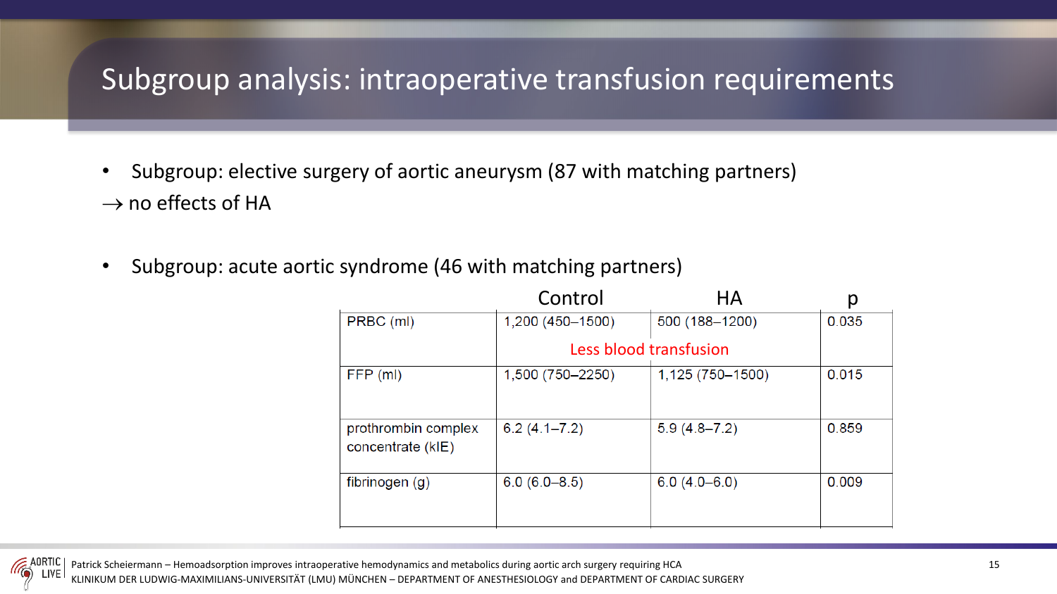# Subgroup analysis: intraoperative transfusion requirements

- Subgroup: elective surgery of aortic aneurysm (87 with matching partners)

→ no effects of HA

- Subgroup: acute aortic syndrome (46 with matching partners)

| | Control | HA | p |
|---|---|---|---|
| PRBC (ml) | 1,200 (450–1500) | 500 (188–1200) | 0.035 |
| | Less blood transfusion | | |
| FFP (ml) | 1,500 (750–2250) | 1,125 (750–1500) | 0.015 |
| prothrombin complex concentrate (kIE) | 6.2 (4.1–7.2) | 5.9 (4.8–7.2) | 0.859 |
| fibrinogen (g) | 6.0 (6.0–8.5) | 6.0 (4.0–6.0) | 0.009 |

Patrick Scheiermann – Hemoadsorption improves intraoperative hemodynamics and metabolics during aortic arch surgery requiring HCA
KLINIKUM DER LUDWIG-MAXIMILIANS-UNIVERSITÄT (LMU) MÜNCHEN – DEPARTMENT OF ANESTHESIOLOGY and DEPARTMENT OF CARDIAC SURGERY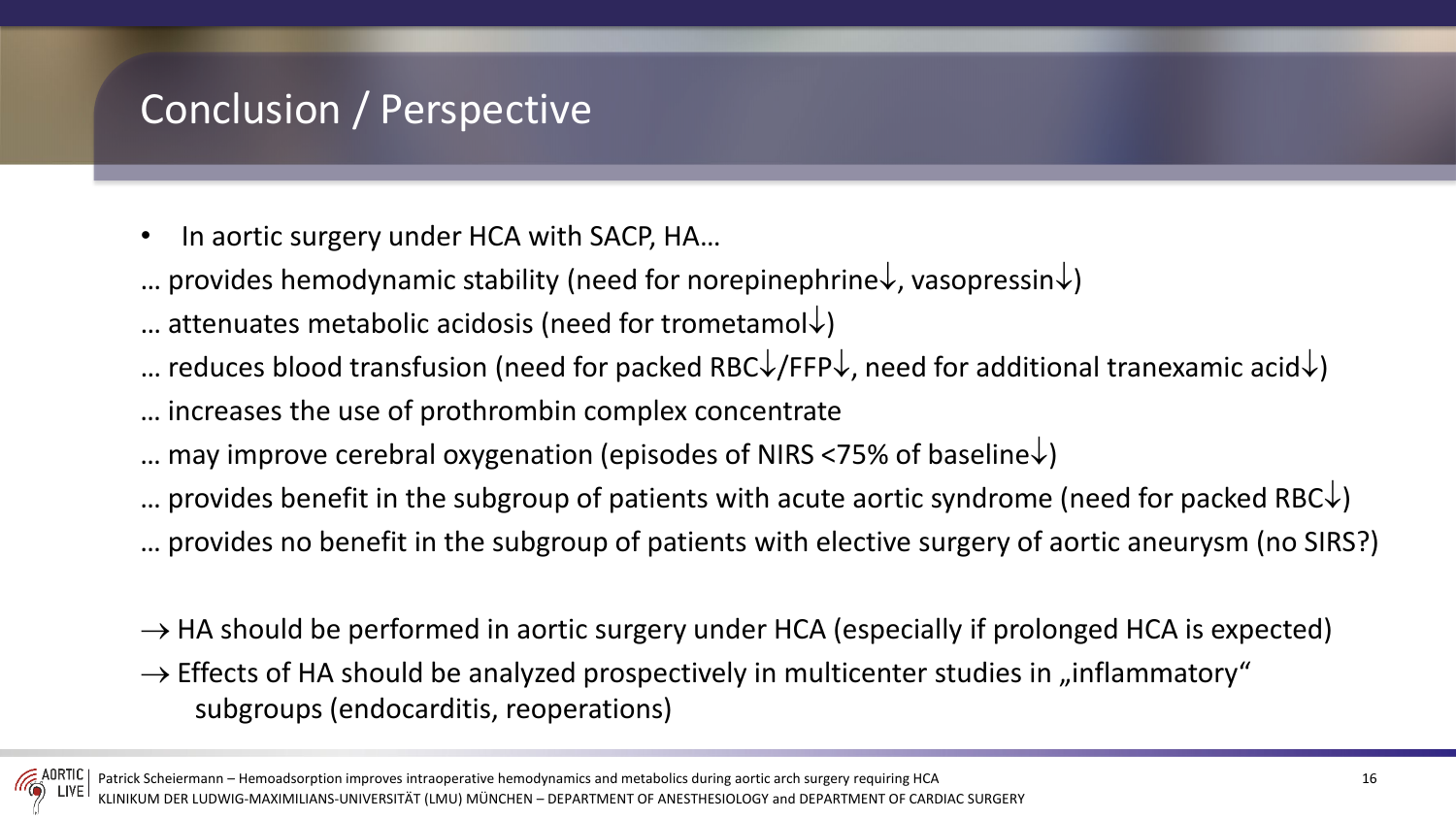# Conclusion / Perspective

- In aortic surgery under HCA with SACP, HA…

… provides hemodynamic stability (need for norepinephrine↓, vasopressin↓)

… attenuates metabolic acidosis (need for trometamol↓)

… reduces blood transfusion (need for packed RBC↓/FFP↓, need for additional tranexamic acid↓)

… increases the use of prothrombin complex concentrate

… may improve cerebral oxygenation (episodes of NIRS <75% of baseline↓)

… provides benefit in the subgroup of patients with acute aortic syndrome (need for packed RBC↓)

… provides no benefit in the subgroup of patients with elective surgery of aortic aneurysm (no SIRS?)

→ HA should be performed in aortic surgery under HCA (especially if prolonged HCA is expected)

→ Effects of HA should be analyzed prospectively in multicenter studies in „inflammatory“ subgroups (endocarditis, reoperations)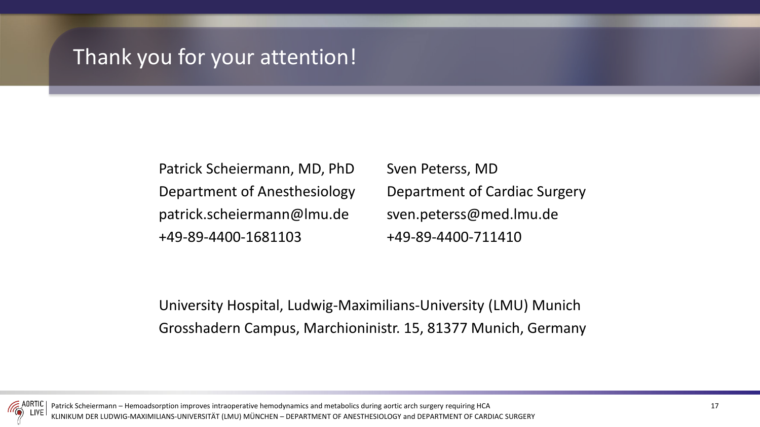# Thank you for your attention!

Patrick Scheiermann, MD, PhD
Department of Anesthesiology
patrick.scheiermann@lmu.de
+49-89-4400-1681103

Sven Peterss, MD
Department of Cardiac Surgery
sven.peterss@med.lmu.de
+49-89-4400-711410

University Hospital, Ludwig-Maximilians-University (LMU) Munich
Grosshadern Campus, Marchioninistr. 15, 81377 Munich, Germany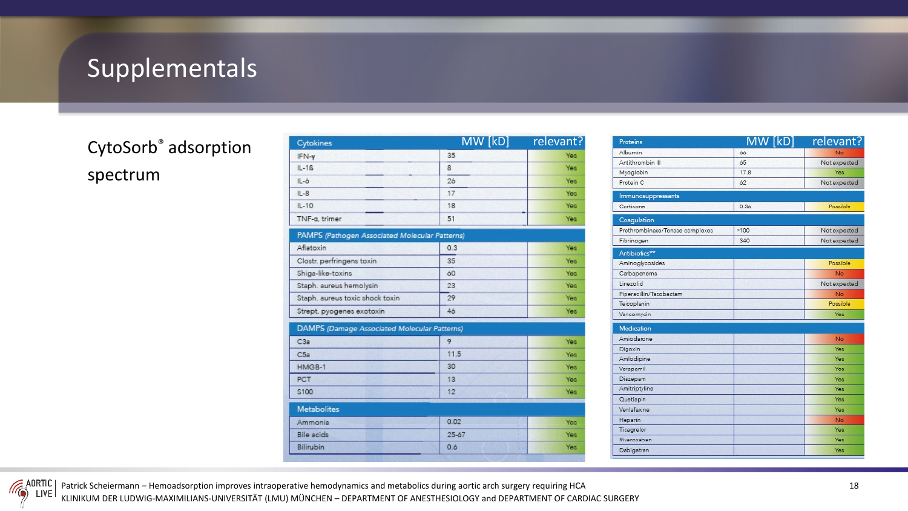# Supplementals

CytoSorb® adsorption spectrum

| Cytokines | MW [kD] | relevant? |
|---|---|---|
| IFN-γ | 35 | Yes |
| IL-1ß | 8 | Yes |
| IL-6 | 26 | Yes |
| IL-8 | 17 | Yes |
| IL-10 | 18 | Yes |
| TNF-α, trimer | 51 | Yes |
| **PAMPS** *(Pathogen Associated Molecular Patterns)* | | |
| Aflatoxin | 0.3 | Yes |
| Clostr. perfringens toxin | 35 | Yes |
| Shiga-like-toxins | 60 | Yes |
| Staph. aureus hemolysin | 23 | Yes |
| Staph. aureus toxic shock toxin | 29 | Yes |
| Strept. pyogenes exotoxin | 46 | Yes |
| **DAMPS** *(Damage Associated Molecular Patterns)* | | |
| C3a | 9 | Yes |
| C5a | 11.5 | Yes |
| HMGB-1 | 30 | Yes |
| PCT | 13 | Yes |
| S100 | 12 | Yes |
| **Metabolites** | | |
| Ammonia | 0.02 | Yes |
| Bile acids | 25-67 | Yes |
| Bilirubin | 0.6 | Yes |

| Proteins | MW [kD] | relevant? |
|---|---|---|
| Albumin | 66 | No |
| Antithrombin III | 65 | Not expected |
| Myoglobin | 17.8 | Yes |
| Protein C | 62 | Not expected |
| **Immunosuppressants** | | |
| Cortisone | 0.36 | Possible |
| **Coagulation** | | |
| Prothrombinase/Tenase complexes | >100 | Not expected |
| Fibrinogen | 340 | Not expected |
| **Antibiotics\*\*** | | |
| Aminoglycosides | | Possible |
| Carbapenems | | No |
| Linezolid | | Not expected |
| Piperacillin/Tazobactam | | No |
| Teicoplanin | | Possible |
| Vancomycin | | Yes |
| **Medication** | | |
| Amiodarone | | No |
| Digoxin | | Yes |
| Amlodipine | | Yes |
| Verapamil | | Yes |
| Diazepam | | Yes |
| Amitriptyline | | Yes |
| Quetiapin | | Yes |
| Venlafaxine | | Yes |
| Heparin | | No |
| Ticagrelor | | Yes |
| Rivaroxaban | | Yes |
| Dabigatran | | Yes |